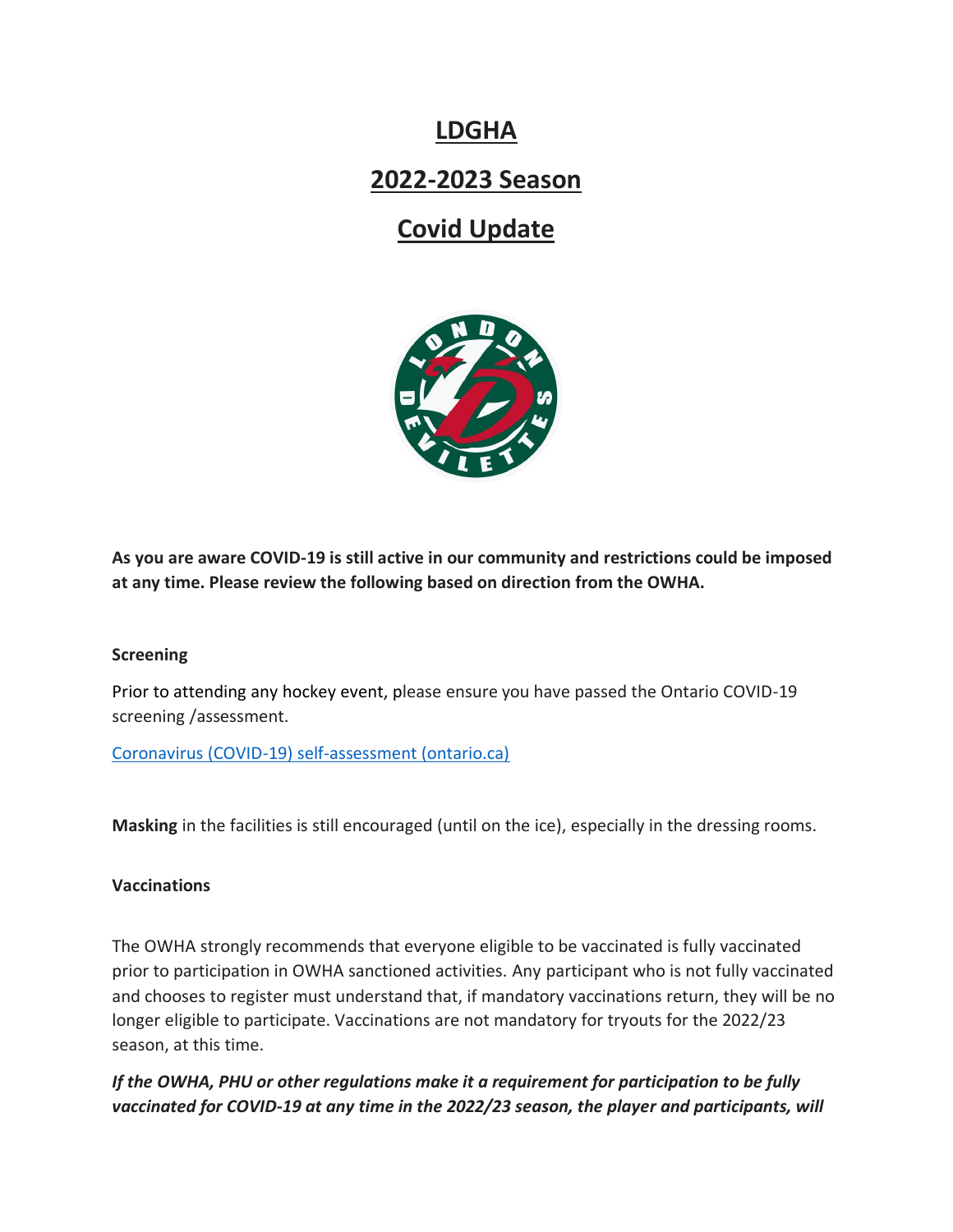# LDGHA

## 2022-2023 Season

## Covid Update

**As you are aware COVID-19 is still active in our community and restrictions could be imposed at any time. Please review the following based on direction from the OWHA.**

**Screening**

Prior to attending any hockey event, please ensure you have passed the Ontario COVID-19 screening /assessment.

Coronavirus (COVID-19) self-assessment (ontario.ca)

**Masking** in the facilities is still encouraged (until on the ice), especially in the dressing rooms.

**Vaccinations**

The OWHA strongly recommends that everyone eligible to be vaccinated is fully vaccinated prior to participation in OWHA sanctioned activities. Any participant who is not fully vaccinated and chooses to register must understand that, if mandatory vaccinations return, they will be no longer eligible to participate. Vaccinations are not mandatory for tryouts for the 2022/23 season, at this time.

***If the OWHA, PHU or other regulations make it a requirement for participation to be fully vaccinated for COVID-19 at any time in the 2022/23 season, the player and participants, will***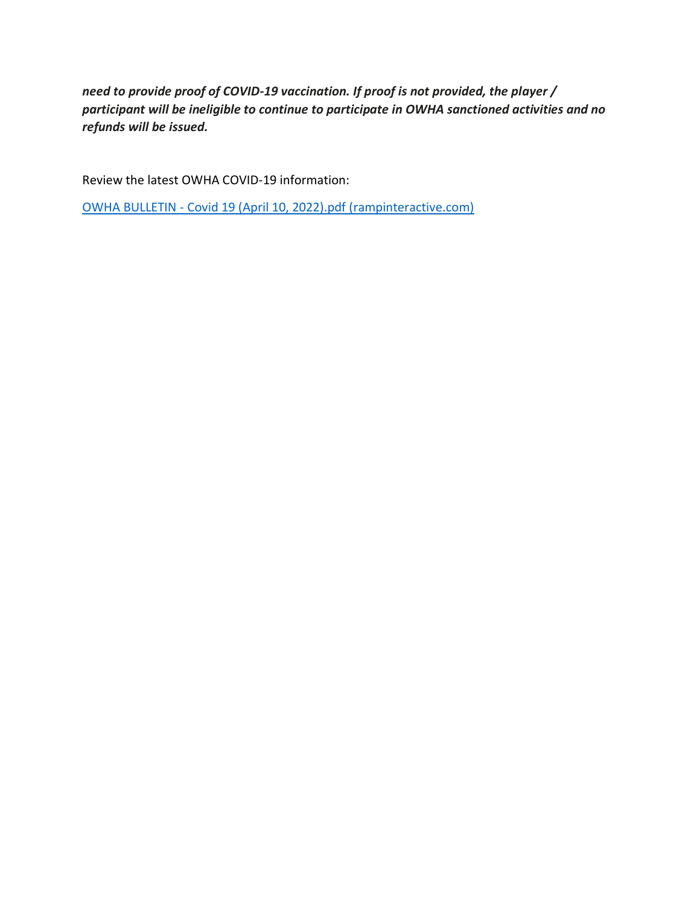***need to provide proof of COVID-19 vaccination. If proof is not provided, the player / participant will be ineligible to continue to participate in OWHA sanctioned activities and no refunds will be issued.***

Review the latest OWHA COVID-19 information:

OWHA BULLETIN - Covid 19 (April 10, 2022).pdf (rampinteractive.com)